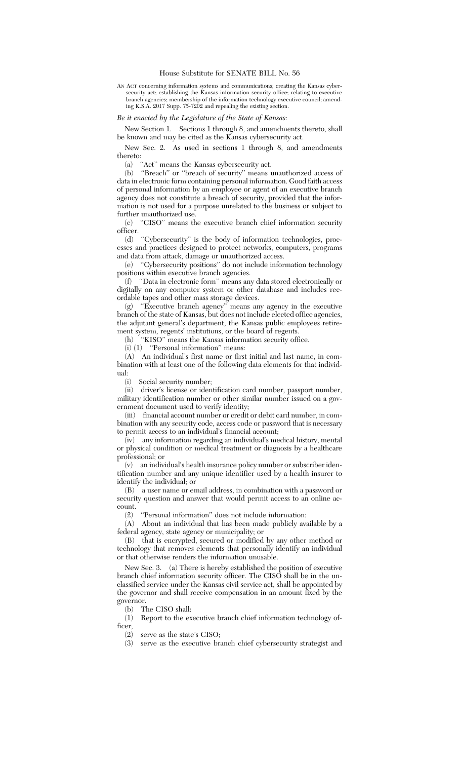# House Substitute for SENATE BILL No. 56

AN ACT concerning information systems and communications; creating the Kansas cybersecurity act; establishing the Kansas information security office; relating to executive branch agencies; membership of the information technology executive council; amending K.S.A. 2017 Supp. 75-7202 and repealing the existing section.

*Be it enacted by the Legislature of the State of Kansas:*

New Section 1. Sections 1 through 8, and amendments thereto, shall be known and may be cited as the Kansas cybersecurity act.

New Sec. 2. As used in sections 1 through 8, and amendments thereto:

(a) ''Act'' means the Kansas cybersecurity act.

(b) ''Breach'' or ''breach of security'' means unauthorized access of data in electronic form containing personal information. Good faith access of personal information by an employee or agent of an executive branch agency does not constitute a breach of security, provided that the information is not used for a purpose unrelated to the business or subject to further unauthorized use.

(c) ''CISO'' means the executive branch chief information security officer.

(d) ''Cybersecurity'' is the body of information technologies, processes and practices designed to protect networks, computers, programs and data from attack, damage or unauthorized access.

(e) ''Cybersecurity positions'' do not include information technology positions within executive branch agencies.

(f) ''Data in electronic form'' means any data stored electronically or digitally on any computer system or other database and includes recordable tapes and other mass storage devices.

(g) ''Executive branch agency'' means any agency in the executive branch of the state of Kansas, but does not include elected office agencies, the adjutant general's department, the Kansas public employees retirement system, regents' institutions, or the board of regents.

(h) ''KISO'' means the Kansas information security office.

(i) (1) ''Personal information'' means:

(A) An individual's first name or first initial and last name, in combination with at least one of the following data elements for that individual:

(i) Social security number;

(ii) driver's license or identification card number, passport number, military identification number or other similar number issued on a government document used to verify identity;

(iii) financial account number or credit or debit card number, in combination with any security code, access code or password that is necessary to permit access to an individual's financial account;

(iv) any information regarding an individual's medical history, mental or physical condition or medical treatment or diagnosis by a healthcare professional; or

(v) an individual's health insurance policy number or subscriber identification number and any unique identifier used by a health insurer to identify the individual; or

(B) a user name or email address, in combination with a password or security question and answer that would permit access to an online account.

(2) ''Personal information'' does not include information:

(A) About an individual that has been made publicly available by a federal agency, state agency or municipality; or

(B) that is encrypted, secured or modified by any other method or technology that removes elements that personally identify an individual or that otherwise renders the information unusable.

New Sec. 3. (a) There is hereby established the position of executive branch chief information security officer. The CISO shall be in the unclassified service under the Kansas civil service act, shall be appointed by the governor and shall receive compensation in an amount fixed by the governor.

(b) The CISO shall:

(1) Report to the executive branch chief information technology officer;

(2) serve as the state's CISO;

(3) serve as the executive branch chief cybersecurity strategist and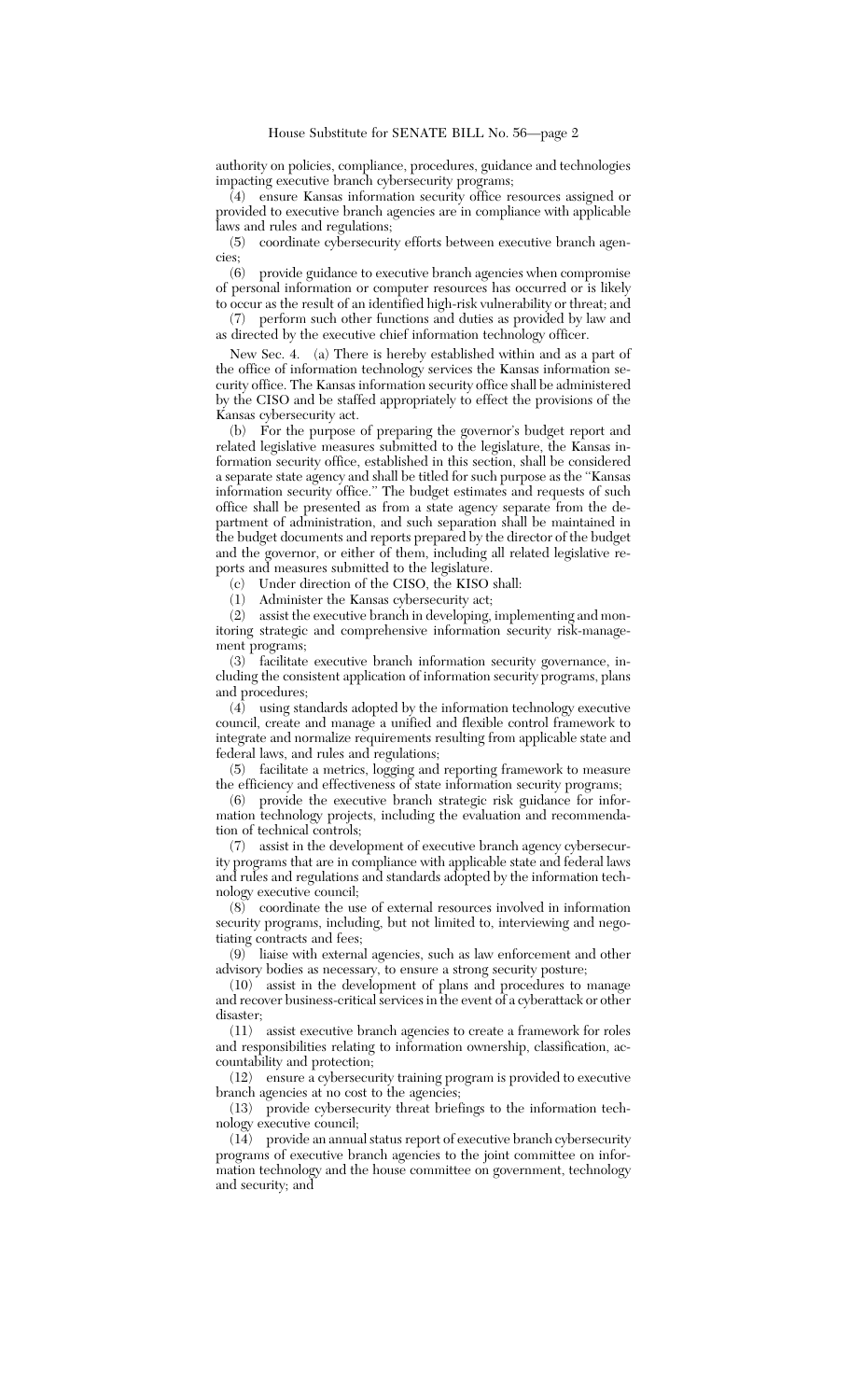authority on policies, compliance, procedures, guidance and technologies impacting executive branch cybersecurity programs;

(4) ensure Kansas information security office resources assigned or provided to executive branch agencies are in compliance with applicable laws and rules and regulations;

(5) coordinate cybersecurity efforts between executive branch agencies;

(6) provide guidance to executive branch agencies when compromise of personal information or computer resources has occurred or is likely to occur as the result of an identified high-risk vulnerability or threat; and

(7) perform such other functions and duties as provided by law and as directed by the executive chief information technology officer.

New Sec. 4. (a) There is hereby established within and as a part of the office of information technology services the Kansas information security office. The Kansas information security office shall be administered by the CISO and be staffed appropriately to effect the provisions of the Kansas cybersecurity act.

(b) For the purpose of preparing the governor's budget report and related legislative measures submitted to the legislature, the Kansas information security office, established in this section, shall be considered a separate state agency and shall be titled for such purpose as the "Kansas information security office." The budget estimates and requests of such office shall be presented as from a state agency separate from the department of administration, and such separation shall be maintained in the budget documents and reports prepared by the director of the budget and the governor, or either of them, including all related legislative reports and measures submitted to the legislature.

(c) Under direction of the CISO, the KISO shall:

(1) Administer the Kansas cybersecurity act;

(2) assist the executive branch in developing, implementing and monitoring strategic and comprehensive information security risk-management programs;

(3) facilitate executive branch information security governance, including the consistent application of information security programs, plans and procedures;

(4) using standards adopted by the information technology executive council, create and manage a unified and flexible control framework to integrate and normalize requirements resulting from applicable state and federal laws, and rules and regulations;

(5) facilitate a metrics, logging and reporting framework to measure the efficiency and effectiveness of state information security programs;

(6) provide the executive branch strategic risk guidance for information technology projects, including the evaluation and recommendation of technical controls;

(7) assist in the development of executive branch agency cybersecurity programs that are in compliance with applicable state and federal laws and rules and regulations and standards adopted by the information technology executive council;

(8) coordinate the use of external resources involved in information security programs, including, but not limited to, interviewing and negotiating contracts and fees;

(9) liaise with external agencies, such as law enforcement and other advisory bodies as necessary, to ensure a strong security posture;

(10) assist in the development of plans and procedures to manage and recover business-critical services in the event of a cyberattack or other disaster;

(11) assist executive branch agencies to create a framework for roles and responsibilities relating to information ownership, classification, accountability and protection;

(12) ensure a cybersecurity training program is provided to executive branch agencies at no cost to the agencies;

(13) provide cybersecurity threat briefings to the information technology executive council;

(14) provide an annual status report of executive branch cybersecurity programs of executive branch agencies to the joint committee on information technology and the house committee on government, technology and security; and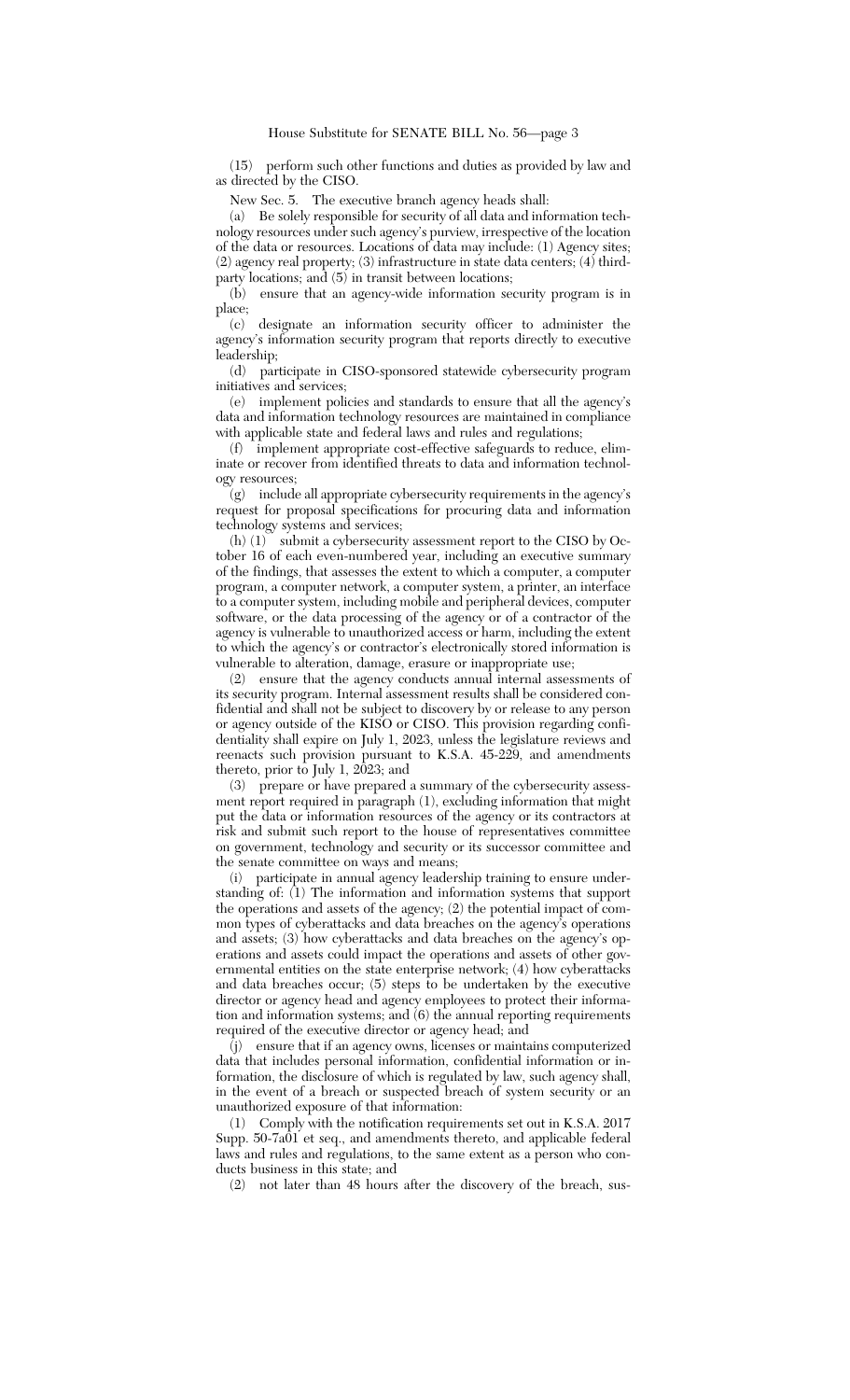(15) perform such other functions and duties as provided by law and as directed by the CISO.

New Sec. 5. The executive branch agency heads shall:

(a) Be solely responsible for security of all data and information technology resources under such agency's purview, irrespective of the location of the data or resources. Locations of data may include: (1) Agency sites; (2) agency real property; (3) infrastructure in state data centers; (4) third-party locations; and (5) in transit between locations;

(b) ensure that an agency-wide information security program is in place;

(c) designate an information security officer to administer the agency's information security program that reports directly to executive leadership;

(d) participate in CISO-sponsored statewide cybersecurity program initiatives and services;

(e) implement policies and standards to ensure that all the agency's data and information technology resources are maintained in compliance with applicable state and federal laws and rules and regulations;

(f) implement appropriate cost-effective safeguards to reduce, eliminate or recover from identified threats to data and information technology resources;

(g) include all appropriate cybersecurity requirements in the agency's request for proposal specifications for procuring data and information technology systems and services;

(h) (1) submit a cybersecurity assessment report to the CISO by October 16 of each even-numbered year, including an executive summary of the findings, that assesses the extent to which a computer, a computer program, a computer network, a computer system, a printer, an interface to a computer system, including mobile and peripheral devices, computer software, or the data processing of the agency or of a contractor of the agency is vulnerable to unauthorized access or harm, including the extent to which the agency's or contractor's electronically stored information is vulnerable to alteration, damage, erasure or inappropriate use;

(2) ensure that the agency conducts annual internal assessments of its security program. Internal assessment results shall be considered confidential and shall not be subject to discovery by or release to any person or agency outside of the KISO or CISO. This provision regarding confidentiality shall expire on July 1, 2023, unless the legislature reviews and reenacts such provision pursuant to K.S.A. 45-229, and amendments thereto, prior to July 1, 2023; and

(3) prepare or have prepared a summary of the cybersecurity assessment report required in paragraph (1), excluding information that might put the data or information resources of the agency or its contractors at risk and submit such report to the house of representatives committee on government, technology and security or its successor committee and the senate committee on ways and means;

(i) participate in annual agency leadership training to ensure understanding of: (1) The information and information systems that support the operations and assets of the agency; (2) the potential impact of common types of cyberattacks and data breaches on the agency's operations and assets; (3) how cyberattacks and data breaches on the agency's operations and assets could impact the operations and assets of other governmental entities on the state enterprise network; (4) how cyberattacks and data breaches occur; (5) steps to be undertaken by the executive director or agency head and agency employees to protect their information and information systems; and (6) the annual reporting requirements required of the executive director or agency head; and

(j) ensure that if an agency owns, licenses or maintains computerized data that includes personal information, confidential information or information, the disclosure of which is regulated by law, such agency shall, in the event of a breach or suspected breach of system security or an unauthorized exposure of that information:

(1) Comply with the notification requirements set out in K.S.A. 2017 Supp. 50-7a01 et seq., and amendments thereto, and applicable federal laws and rules and regulations, to the same extent as a person who conducts business in this state; and

(2) not later than 48 hours after the discovery of the breach, sus-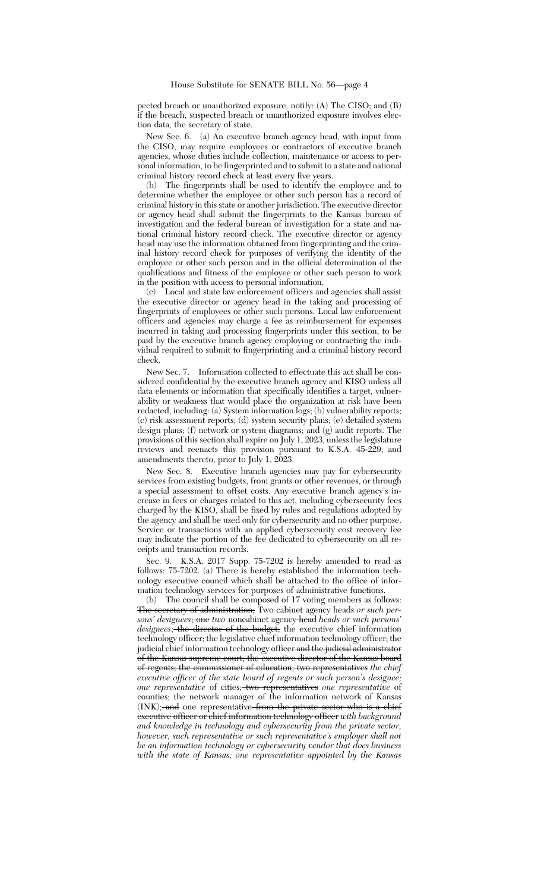pected breach or unauthorized exposure, notify: (A) The CISO; and (B) if the breach, suspected breach or unauthorized exposure involves election data, the secretary of state.

New Sec. 6. (a) An executive branch agency head, with input from the CISO, may require employees or contractors of executive branch agencies, whose duties include collection, maintenance or access to personal information, to be fingerprinted and to submit to a state and national criminal history record check at least every five years.

(b) The fingerprints shall be used to identify the employee and to determine whether the employee or other such person has a record of criminal history in this state or another jurisdiction. The executive director or agency head shall submit the fingerprints to the Kansas bureau of investigation and the federal bureau of investigation for a state and national criminal history record check. The executive director or agency head may use the information obtained from fingerprinting and the criminal history record check for purposes of verifying the identity of the employee or other such person and in the official determination of the qualifications and fitness of the employee or other such person to work in the position with access to personal information.

(c) Local and state law enforcement officers and agencies shall assist the executive director or agency head in the taking and processing of fingerprints of employees or other such persons. Local law enforcement officers and agencies may charge a fee as reimbursement for expenses incurred in taking and processing fingerprints under this section, to be paid by the executive branch agency employing or contracting the individual required to submit to fingerprinting and a criminal history record check.

New Sec. 7. Information collected to effectuate this act shall be considered confidential by the executive branch agency and KISO unless all data elements or information that specifically identifies a target, vulnerability or weakness that would place the organization at risk have been redacted, including: (a) System information logs; (b) vulnerability reports; (c) risk assessment reports; (d) system security plans; (e) detailed system design plans; (f) network or system diagrams; and (g) audit reports. The provisions of this section shall expire on July 1, 2023, unless the legislature reviews and reenacts this provision pursuant to K.S.A. 45-229, and amendments thereto, prior to July 1, 2023.

New Sec. 8. Executive branch agencies may pay for cybersecurity services from existing budgets, from grants or other revenues, or through a special assessment to offset costs. Any executive branch agency's increase in fees or charges related to this act, including cybersecurity fees charged by the KISO, shall be fixed by rules and regulations adopted by the agency and shall be used only for cybersecurity and no other purpose. Service or transactions with an applied cybersecurity cost recovery fee may indicate the portion of the fee dedicated to cybersecurity on all receipts and transaction records.

Sec. 9. K.S.A. 2017 Supp. 75-7202 is hereby amended to read as follows: 75-7202. (a) There is hereby established the information technology executive council which shall be attached to the office of information technology services for purposes of administrative functions.

(b) The council shall be composed of 17 voting members as follows: ~~The secretary of administration;~~ Two cabinet agency heads *or such persons' designees*;~~ one~~ *two* noncabinet agency~~ head~~ *heads or such persons' designees*;~~ the director of the budget;~~ the executive chief information technology officer; the legislative chief information technology officer; the judicial chief information technology officer~~ and the judicial administrator of the Kansas supreme court; the executive director of the Kansas board of regents; the commissioner of education; two representatives~~ *the chief executive officer of the state board of regents or such person's designee; one representative* of cities;~~ two representatives~~ *one representative* of counties; the network manager of the information network of Kansas (INK);~~ and~~ one representative~~ from the private sector who is a chief executive officer or chief information technology officer~~ *with background and knowledge in technology and cybersecurity from the private sector, however, such representative or such representative's employer shall not be an information technology or cybersecurity vendor that does business with the state of Kansas; one representative appointed by the Kansas*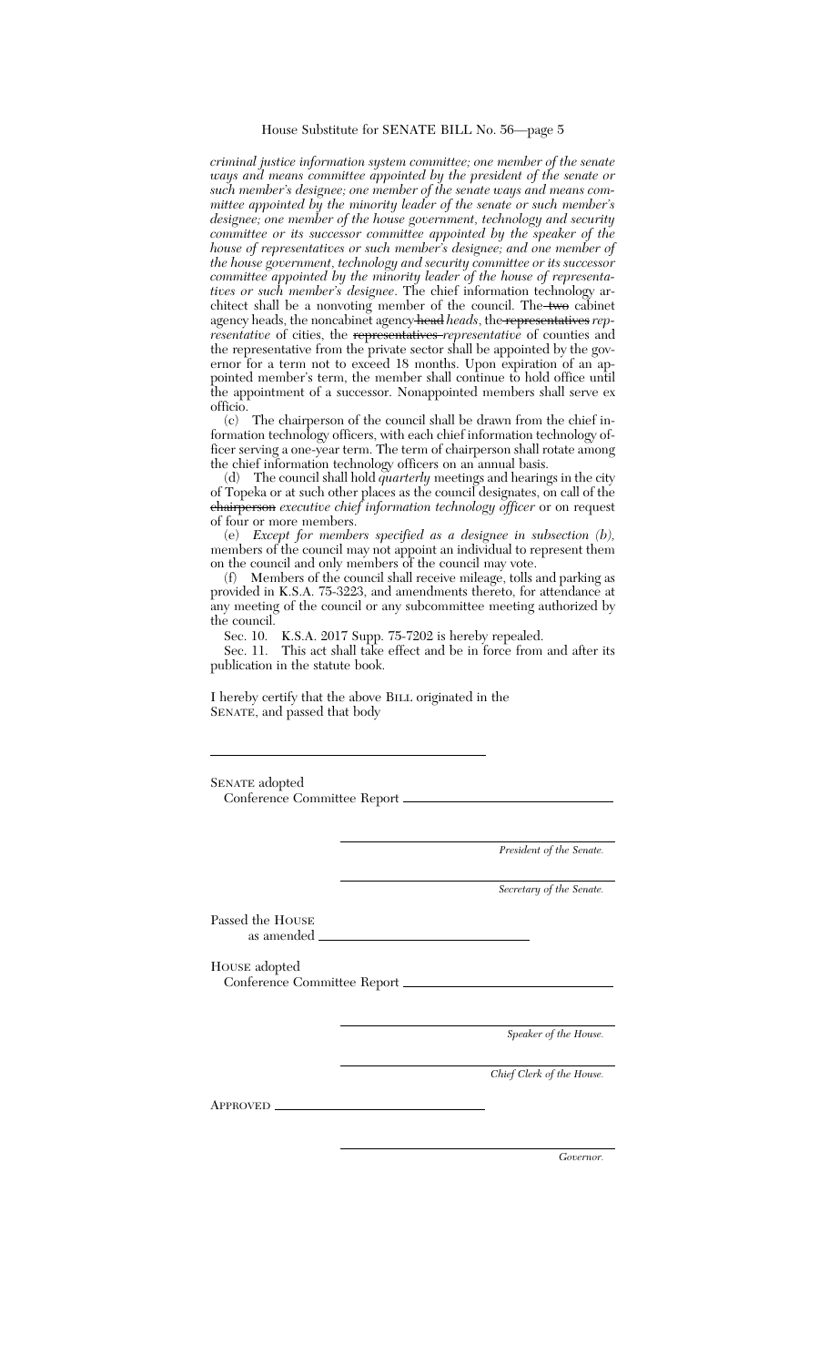*criminal justice information system committee; one member of the senate ways and means committee appointed by the president of the senate or such member's designee; one member of the senate ways and means committee appointed by the minority leader of the senate or such member's designee; one member of the house government, technology and security committee or its successor committee appointed by the speaker of the house of representatives or such member's designee; and one member of the house government, technology and security committee or its successor committee appointed by the minority leader of the house of representatives or such member's designee*. The chief information technology architect shall be a nonvoting member of the council. The ~~two~~ cabinet agency heads, the noncabinet agency ~~head~~ *heads*, the ~~representatives~~ *representative* of cities, the ~~representatives~~ *representative* of counties and the representative from the private sector shall be appointed by the governor for a term not to exceed 18 months. Upon expiration of an appointed member's term, the member shall continue to hold office until the appointment of a successor. Nonappointed members shall serve ex officio.

(c) The chairperson of the council shall be drawn from the chief information technology officers, with each chief information technology officer serving a one-year term. The term of chairperson shall rotate among the chief information technology officers on an annual basis.

(d) The council shall hold *quarterly* meetings and hearings in the city of Topeka or at such other places as the council designates, on call of the ~~chairperson~~ *executive chief information technology officer* or on request of four or more members.

(e) *Except for members specified as a designee in subsection (b),* members of the council may not appoint an individual to represent them on the council and only members of the council may vote.

(f) Members of the council shall receive mileage, tolls and parking as provided in K.S.A. 75-3223, and amendments thereto, for attendance at any meeting of the council or any subcommittee meeting authorized by the council.

Sec. 10. K.S.A. 2017 Supp. 75-7202 is hereby repealed.

Sec. 11. This act shall take effect and be in force from and after its publication in the statute book.

I hereby certify that the above BILL originated in the SENATE, and passed that body

\_\_\_\_\_\_\_\_\_\_\_\_\_\_\_\_\_\_\_\_\_\_\_\_\_\_\_\_

SENATE adopted
Conference Committee Report \_\_\_\_\_\_\_\_\_\_\_\_\_\_\_\_\_\_\_\_

\_\_\_\_\_\_\_\_\_\_\_\_\_\_\_\_\_\_\_\_\_\_\_\_\_\_\_\_
*President of the Senate.*

\_\_\_\_\_\_\_\_\_\_\_\_\_\_\_\_\_\_\_\_\_\_\_\_\_\_\_\_
*Secretary of the Senate.*

Passed the HOUSE
as amended \_\_\_\_\_\_\_\_\_\_\_\_\_\_\_\_\_\_\_\_

HOUSE adopted
Conference Committee Report \_\_\_\_\_\_\_\_\_\_\_\_\_\_\_\_\_\_\_\_

\_\_\_\_\_\_\_\_\_\_\_\_\_\_\_\_\_\_\_\_\_\_\_\_\_\_\_\_
*Speaker of the House.*

\_\_\_\_\_\_\_\_\_\_\_\_\_\_\_\_\_\_\_\_\_\_\_\_\_\_\_\_
*Chief Clerk of the House.*

APPROVED \_\_\_\_\_\_\_\_\_\_\_\_\_\_\_\_\_\_\_\_

\_\_\_\_\_\_\_\_\_\_\_\_\_\_\_\_\_\_\_\_\_\_\_\_\_\_\_\_
*Governor.*